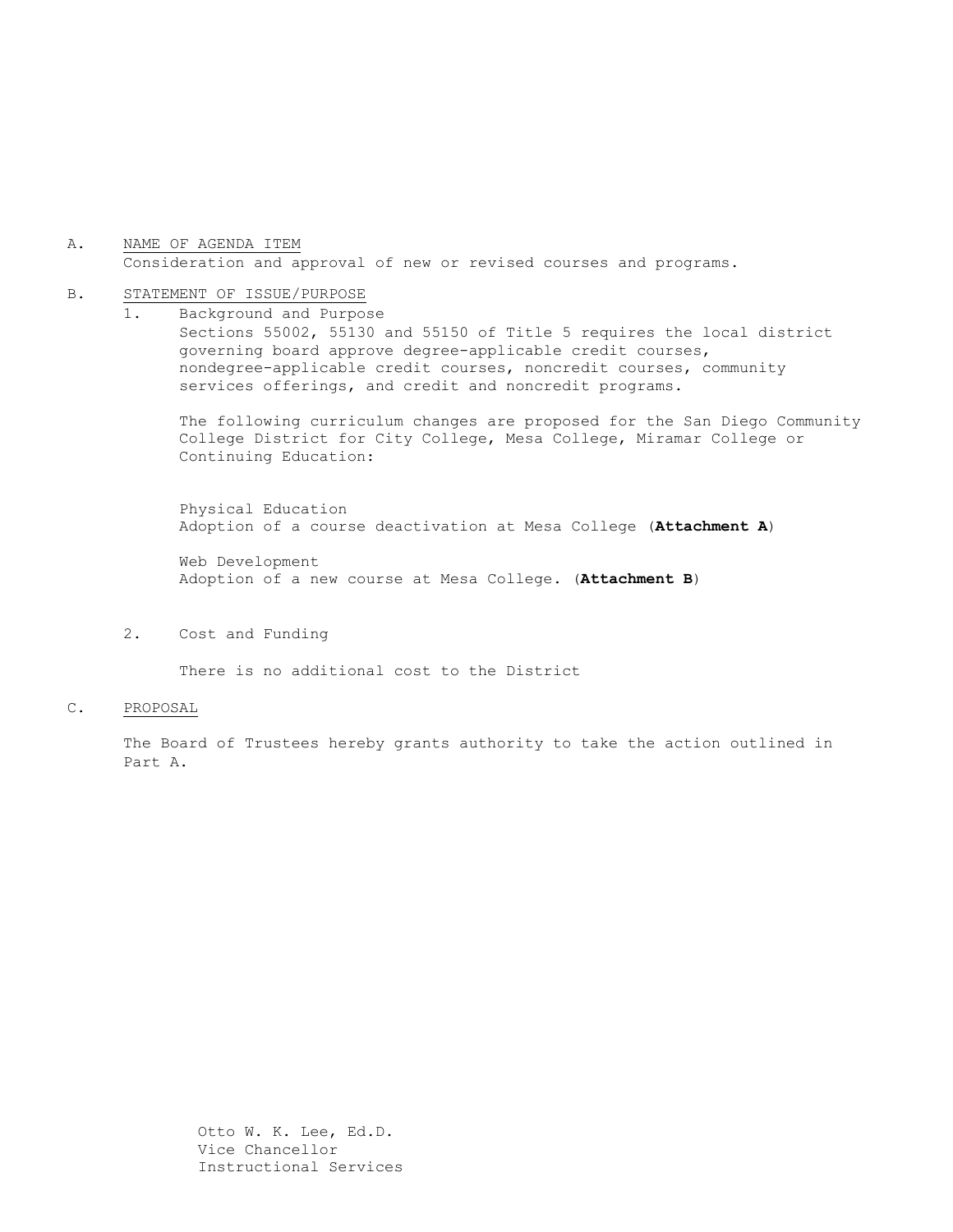A. <u>NAME OF AGENDA ITEM</u>
Consideration and approval of new or revised courses and programs.

B. <u>STATEMENT OF ISSUE/PURPOSE</u>

1. Background and Purpose
Sections 55002, 55130 and 55150 of Title 5 requires the local district governing board approve degree-applicable credit courses, nondegree-applicable credit courses, noncredit courses, community services offerings, and credit and noncredit programs.

The following curriculum changes are proposed for the San Diego Community College District for City College, Mesa College, Miramar College or Continuing Education:

Physical Education
Adoption of a course deactivation at Mesa College (**Attachment A**)

Web Development
Adoption of a new course at Mesa College. (**Attachment B**)

2. Cost and Funding

There is no additional cost to the District

C. <u>PROPOSAL</u>

The Board of Trustees hereby grants authority to take the action outlined in Part A.

Otto W. K. Lee, Ed.D.
Vice Chancellor
Instructional Services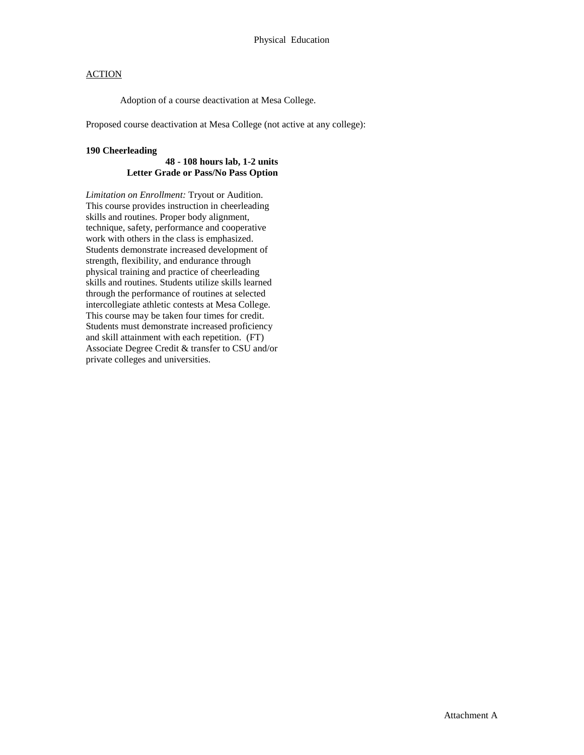Physical Education

ACTION

Adoption of a course deactivation at Mesa College.

Proposed course deactivation at Mesa College (not active at any college):

**190 Cheerleading**

**48 - 108 hours lab, 1-2 units**
**Letter Grade or Pass/No Pass Option**

*Limitation on Enrollment:* Tryout or Audition. This course provides instruction in cheerleading skills and routines. Proper body alignment, technique, safety, performance and cooperative work with others in the class is emphasized. Students demonstrate increased development of strength, flexibility, and endurance through physical training and practice of cheerleading skills and routines. Students utilize skills learned through the performance of routines at selected intercollegiate athletic contests at Mesa College. This course may be taken four times for credit. Students must demonstrate increased proficiency and skill attainment with each repetition. (FT) Associate Degree Credit & transfer to CSU and/or private colleges and universities.

Attachment A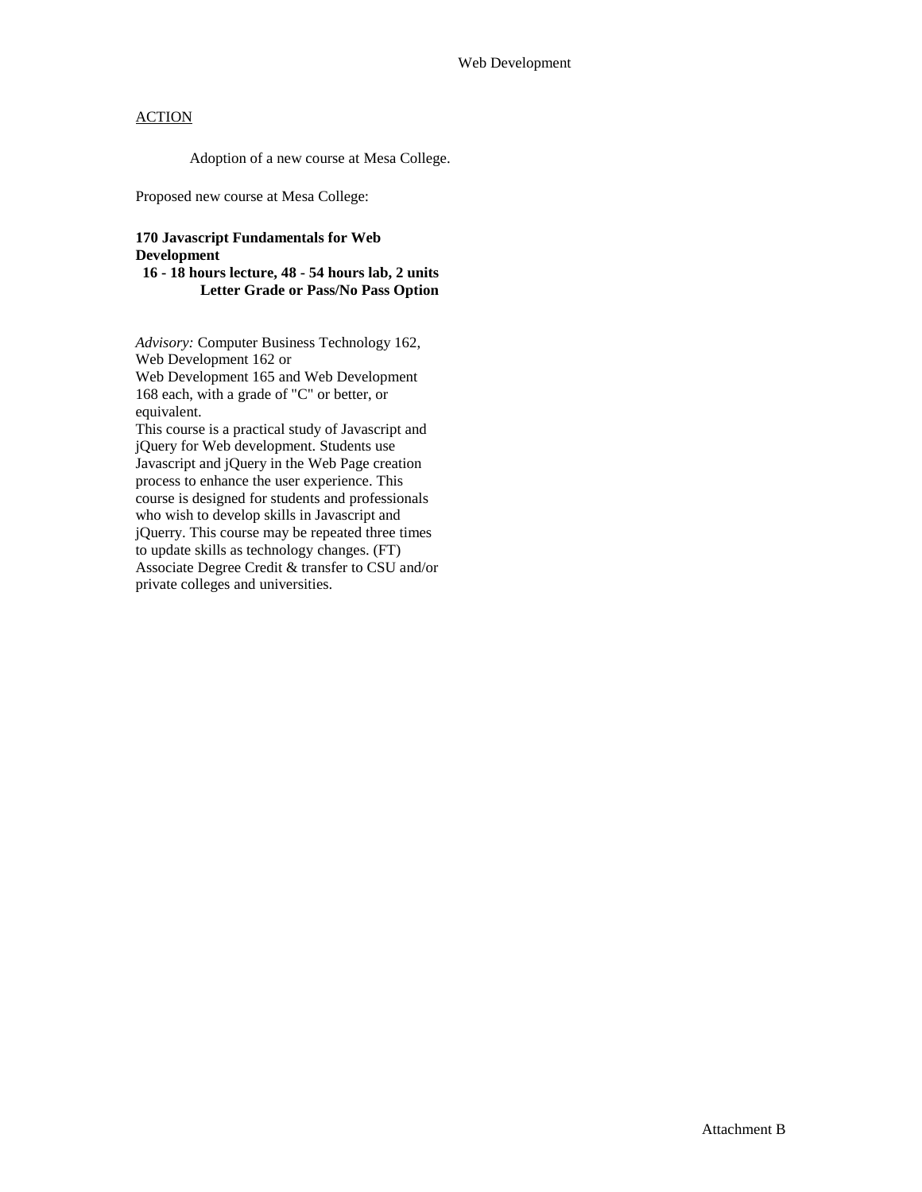Web Development

ACTION

Adoption of a new course at Mesa College.

Proposed new course at Mesa College:

**170 Javascript Fundamentals for Web Development**
**16 - 18 hours lecture, 48 - 54 hours lab, 2 units**
**Letter Grade or Pass/No Pass Option**

*Advisory:* Computer Business Technology 162, Web Development 162 or
Web Development 165 and Web Development 168 each, with a grade of "C" or better, or equivalent.
This course is a practical study of Javascript and jQuery for Web development. Students use Javascript and jQuery in the Web Page creation process to enhance the user experience. This course is designed for students and professionals who wish to develop skills in Javascript and jQuerry. This course may be repeated three times to update skills as technology changes. (FT)
Associate Degree Credit & transfer to CSU and/or private colleges and universities.

Attachment B